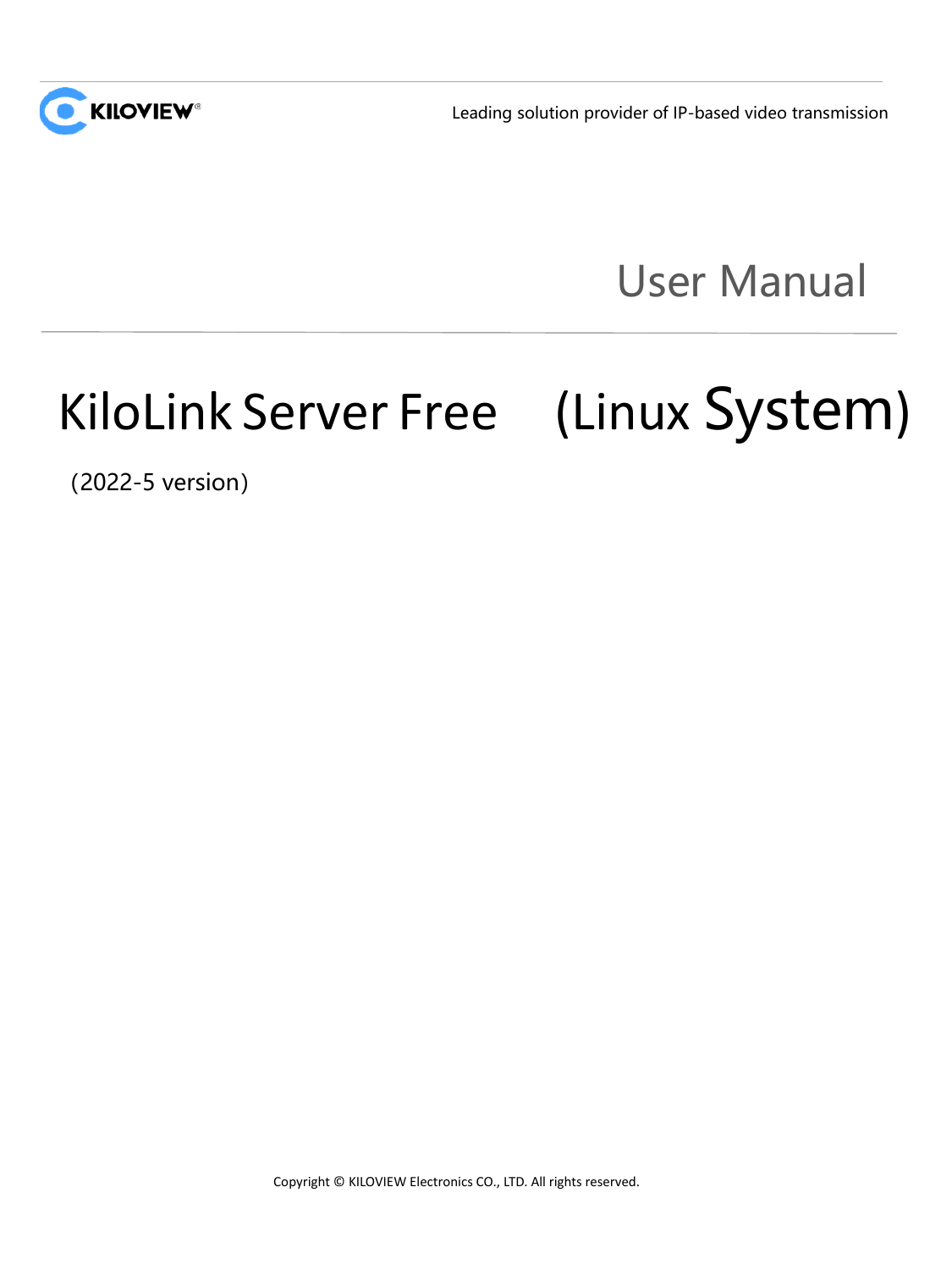KILOVIEW®

Leading solution provider of IP-based video transmission

User Manual

# KiloLink Server Free (Linux System)

(2022-5 version)

Copyright © KILOVIEW Electronics CO., LTD. All rights reserved.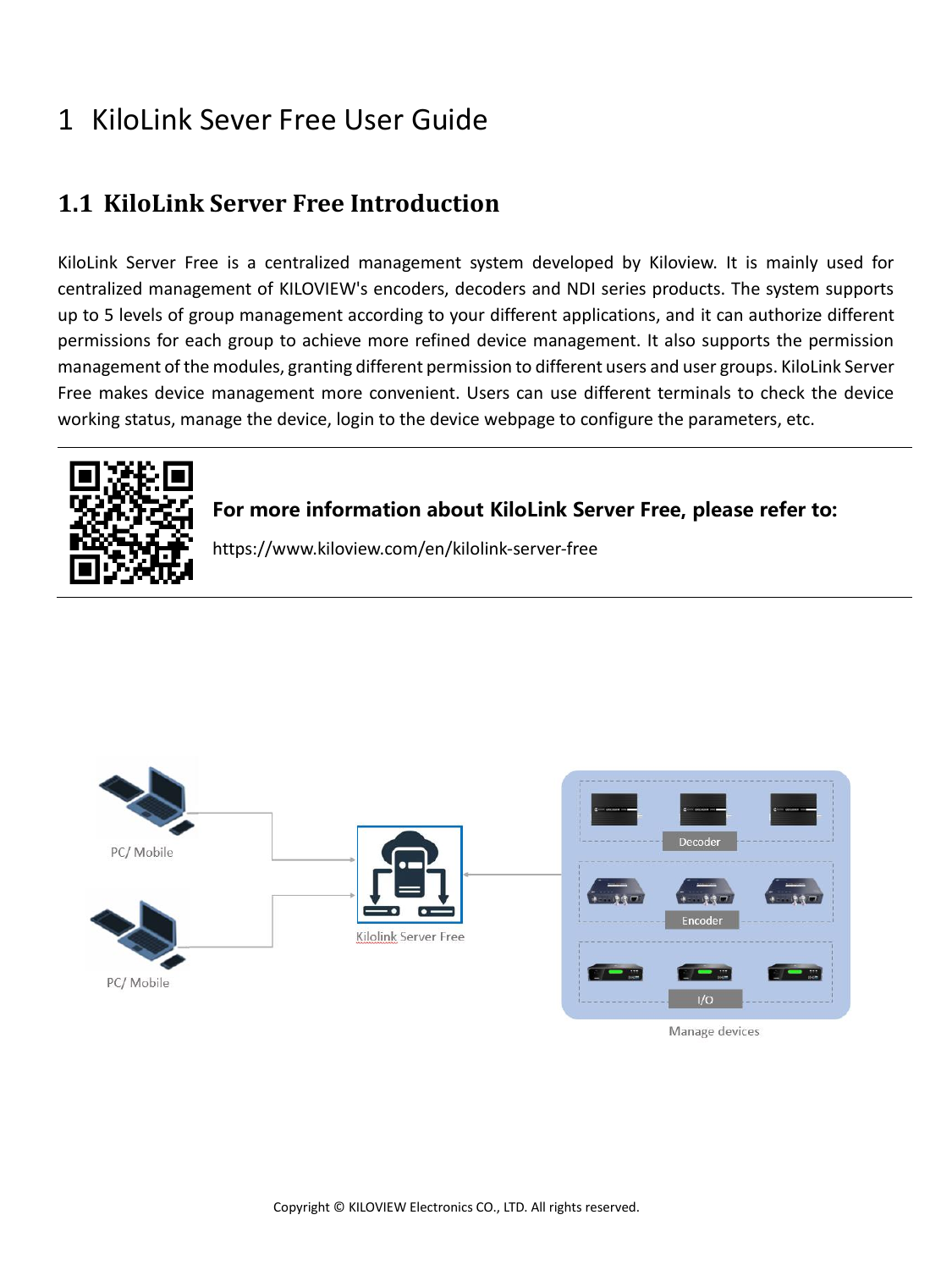# 1 KiloLink Sever Free User Guide

## 1.1 KiloLink Server Free Introduction

KiloLink Server Free is a centralized management system developed by Kiloview. It is mainly used for centralized management of KILOVIEW's encoders, decoders and NDI series products. The system supports up to 5 levels of group management according to your different applications, and it can authorize different permissions for each group to achieve more refined device management. It also supports the permission management of the modules, granting different permission to different users and user groups. KiloLink Server Free makes device management more convenient. Users can use different terminals to check the device working status, manage the device, login to the device webpage to configure the parameters, etc.

---

**For more information about KiloLink Server Free, please refer to:**

https://www.kiloview.com/en/kilolink-server-free

---

PC/ Mobile

PC/ Mobile

Kilolink Server Free

Decoder

Encoder

I/O

Manage devices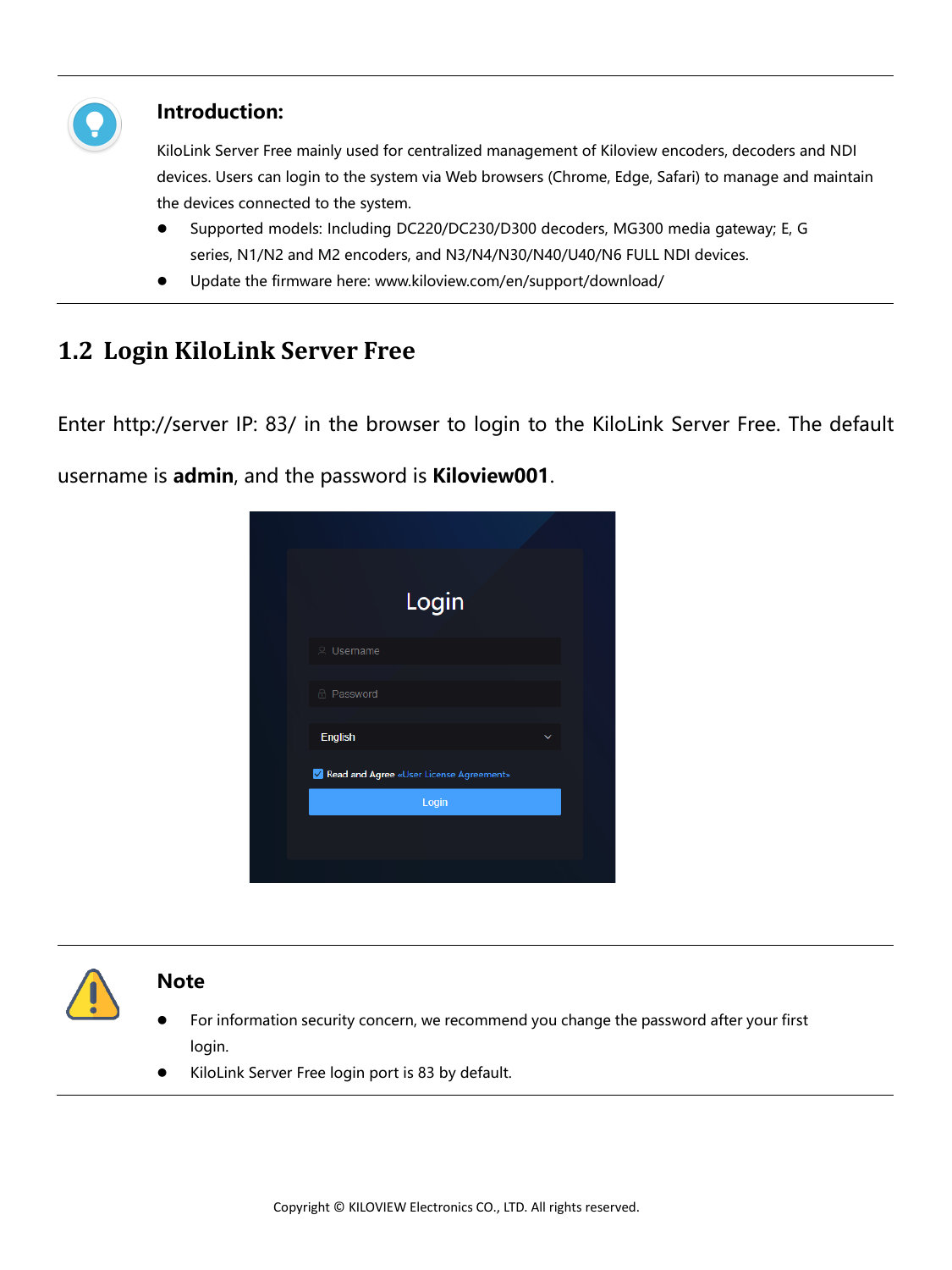**Introduction:**

KiloLink Server Free mainly used for centralized management of Kiloview encoders, decoders and NDI devices. Users can login to the system via Web browsers (Chrome, Edge, Safari) to manage and maintain the devices connected to the system.

- Supported models: Including DC220/DC230/D300 decoders, MG300 media gateway; E, G series, N1/N2 and M2 encoders, and N3/N4/N30/N40/U40/N6 FULL NDI devices.
- Update the firmware here: www.kiloview.com/en/support/download/

## 1.2 Login KiloLink Server Free

Enter http://server IP: 83/ in the browser to login to the KiloLink Server Free. The default username is **admin**, and the password is **Kiloview001**.

Login

Username

Password

English

Read and Agree «User License Agreement»

Login

**Note**

- For information security concern, we recommend you change the password after your first login.
- KiloLink Server Free login port is 83 by default.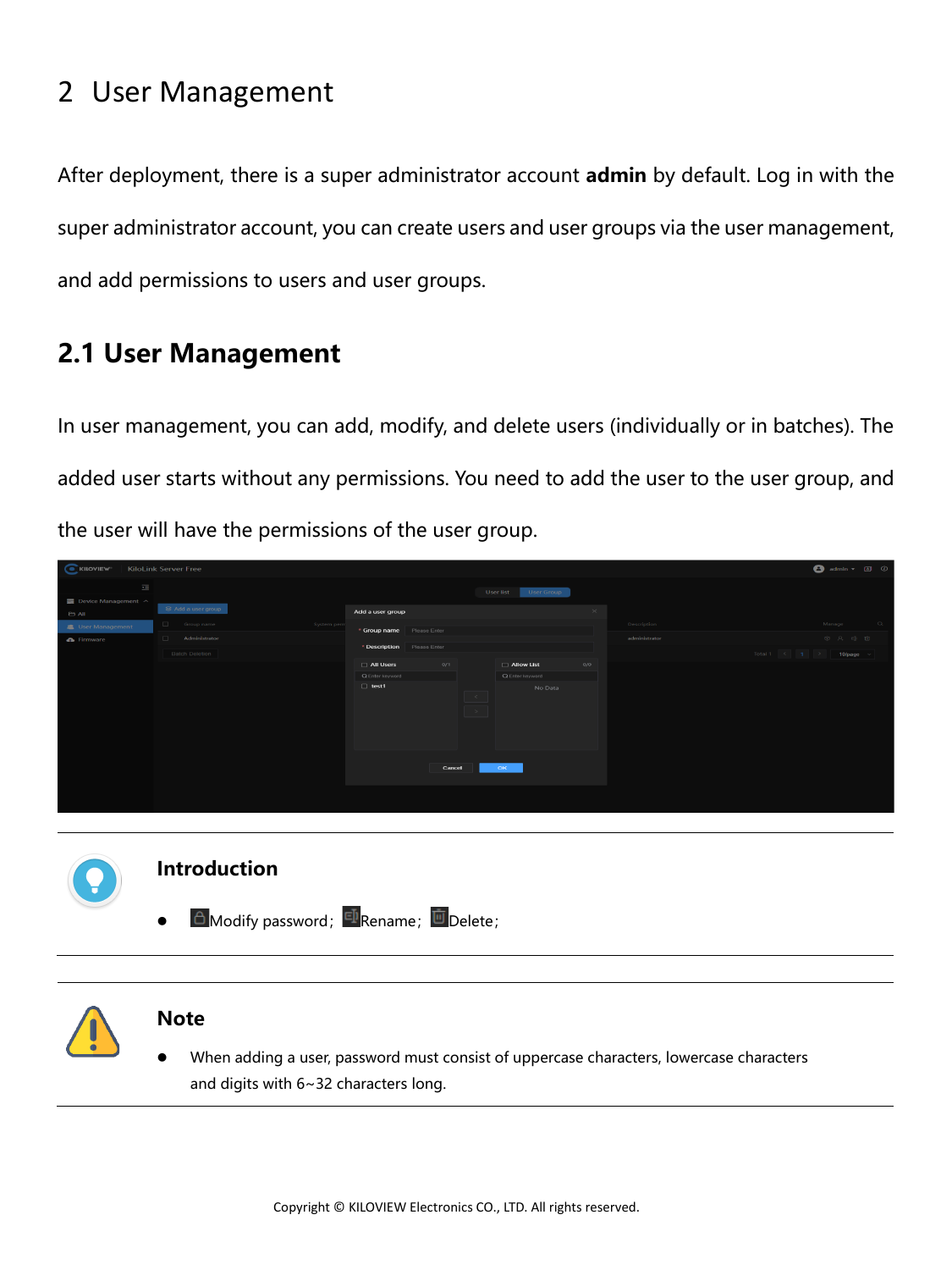# 2 User Management

After deployment, there is a super administrator account **admin** by default. Log in with the super administrator account, you can create users and user groups via the user management, and add permissions to users and user groups.

## 2.1 User Management

In user management, you can add, modify, and delete users (individually or in batches). The added user starts without any permissions. You need to add the user to the user group, and the user will have the permissions of the user group.

### Introduction

- Modify password; Rename; Delete;

### Note

- When adding a user, password must consist of uppercase characters, lowercase characters and digits with 6~32 characters long.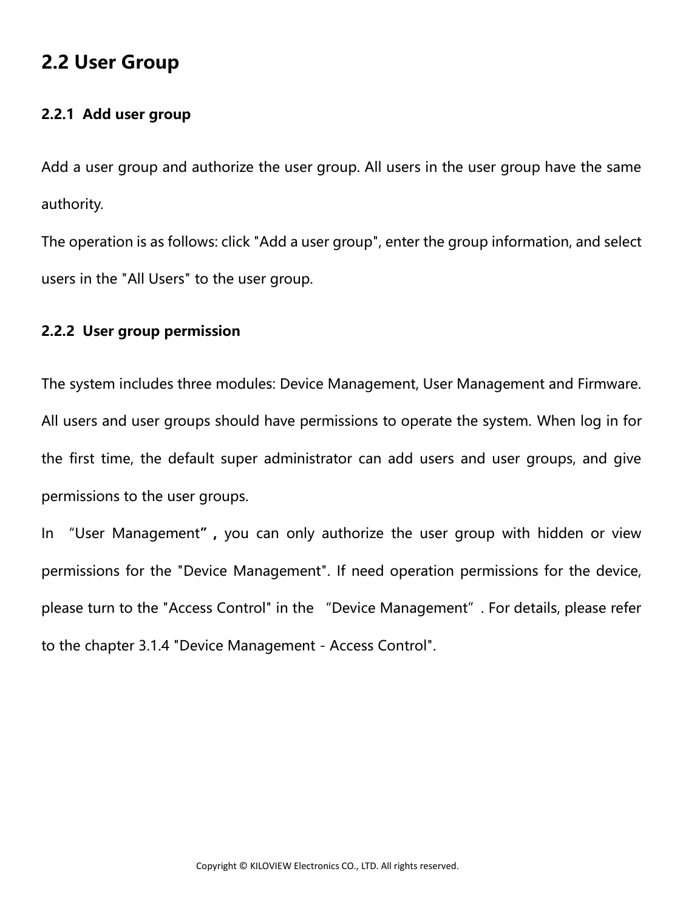## 2.2 User Group

### 2.2.1 Add user group

Add a user group and authorize the user group. All users in the user group have the same authority.

The operation is as follows: click "Add a user group", enter the group information, and select users in the "All Users" to the user group.

### 2.2.2 User group permission

The system includes three modules: Device Management, User Management and Firmware. All users and user groups should have permissions to operate the system. When log in for the first time, the default super administrator can add users and user groups, and give permissions to the user groups.

In “User Management”, you can only authorize the user group with hidden or view permissions for the "Device Management". If need operation permissions for the device, please turn to the "Access Control" in the “Device Management”. For details, please refer to the chapter 3.1.4 "Device Management - Access Control".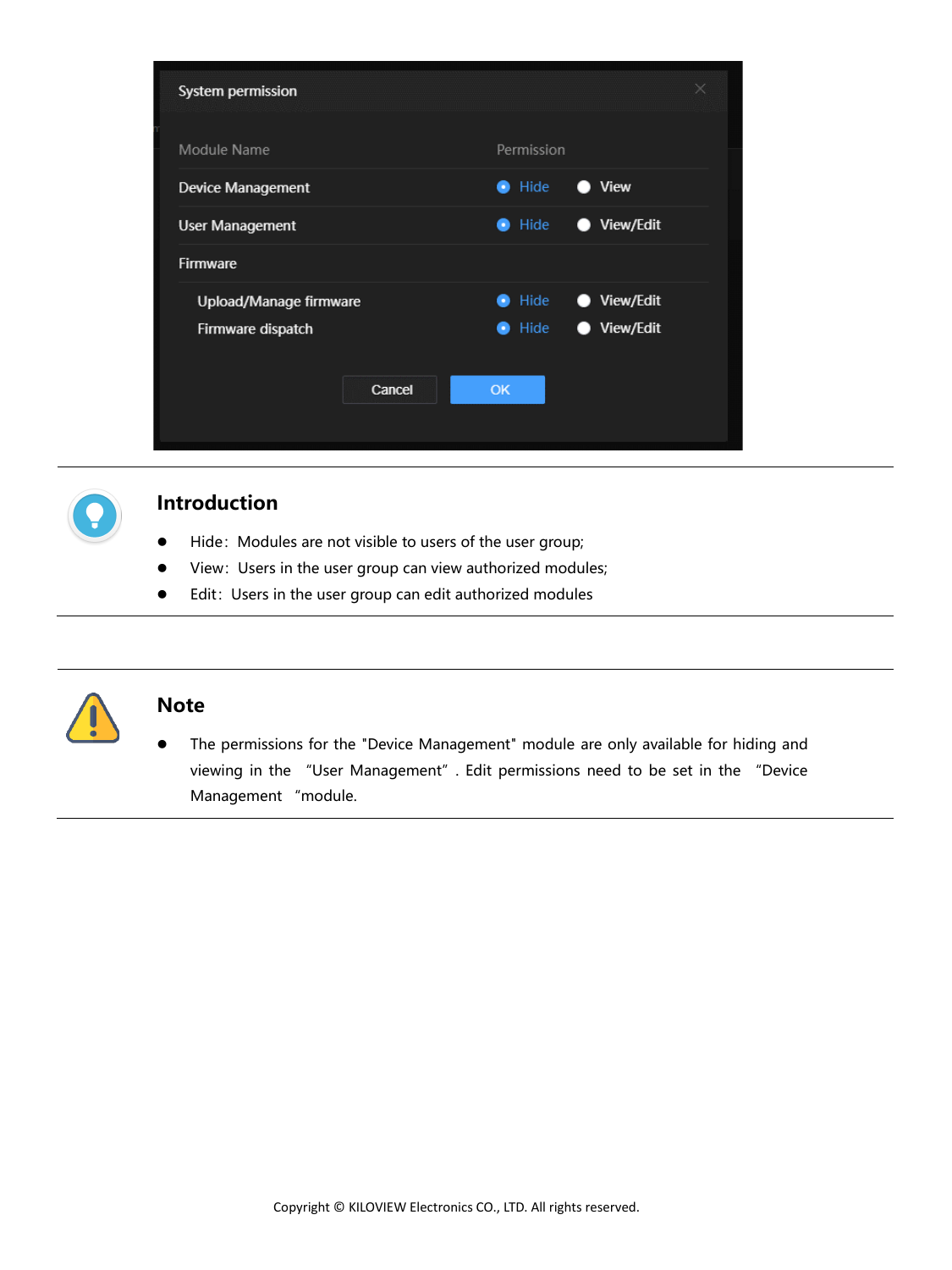## Introduction

- Hide：Modules are not visible to users of the user group;
- View：Users in the user group can view authorized modules;
- Edit：Users in the user group can edit authorized modules

## Note

- The permissions for the "Device Management" module are only available for hiding and viewing in the "User Management". Edit permissions need to be set in the "Device Management" module.

Copyright © KILOVIEW Electronics CO., LTD. All rights reserved.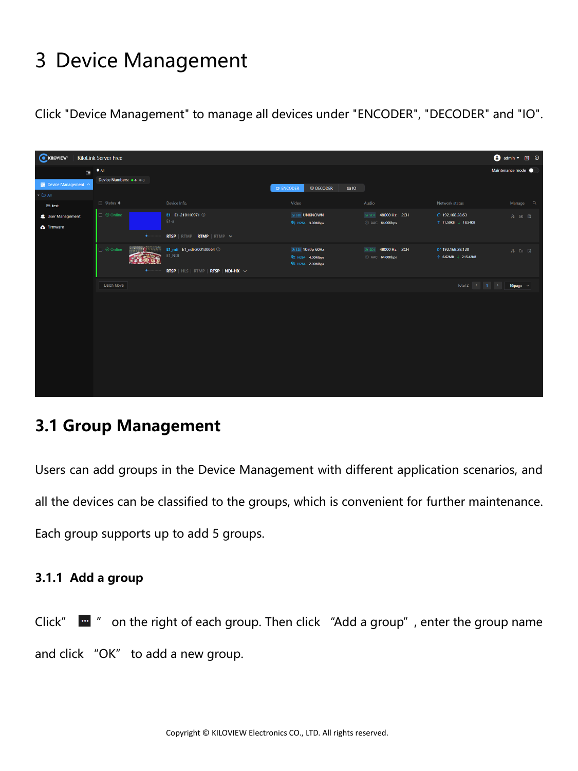# 3 Device Management

Click "Device Management" to manage all devices under "ENCODER", "DECODER" and "IO".

## 3.1 Group Management

Users can add groups in the Device Management with different application scenarios, and all the devices can be classified to the groups, which is convenient for further maintenance. Each group supports up to add 5 groups.

### 3.1.1 Add a group

Click" ··· " on the right of each group. Then click "Add a group" , enter the group name and click "OK" to add a new group.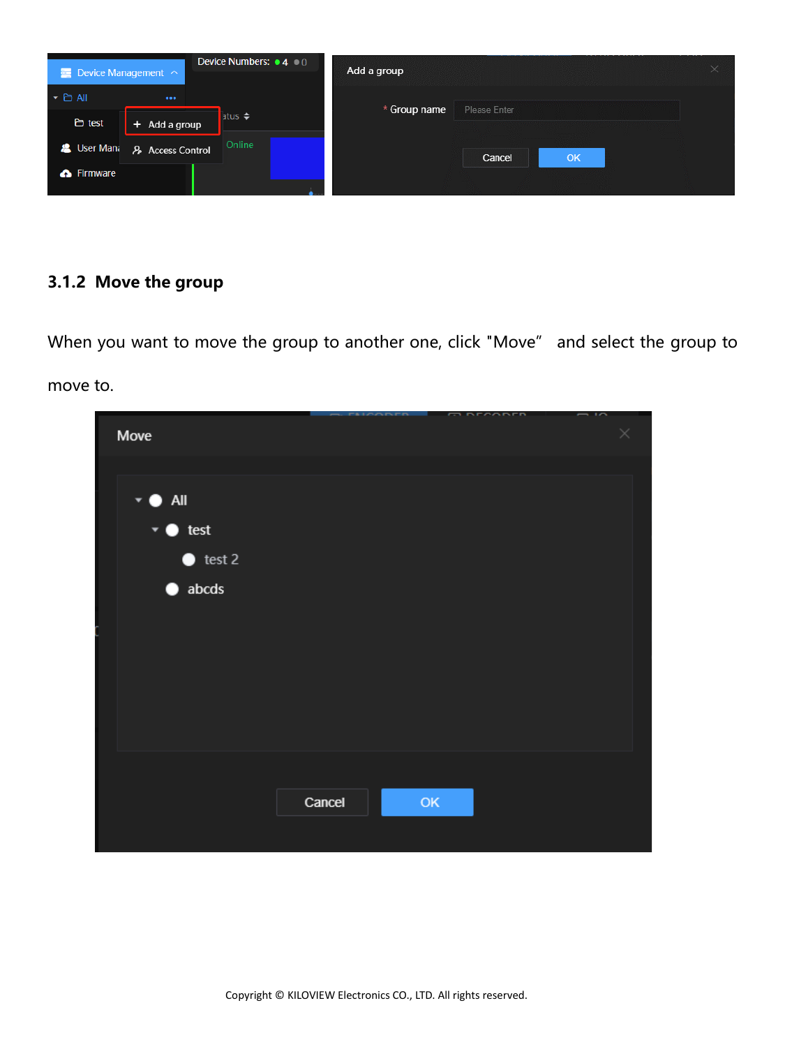### 3.1.2 Move the group

When you want to move the group to another one, click "Move" and select the group to move to.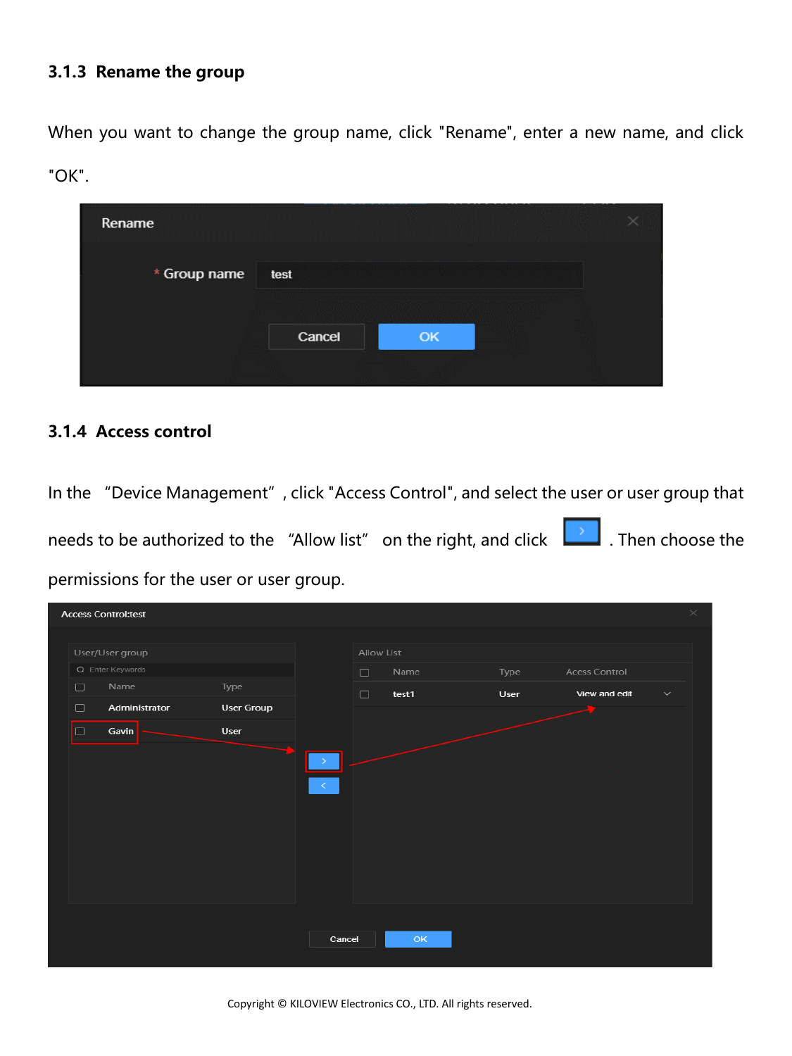### 3.1.3 Rename the group

When you want to change the group name, click "Rename", enter a new name, and click "OK".

### 3.1.4 Access control

In the "Device Management", click "Access Control", and select the user or user group that needs to be authorized to the "Allow list" on the right, and click [>]. Then choose the permissions for the user or user group.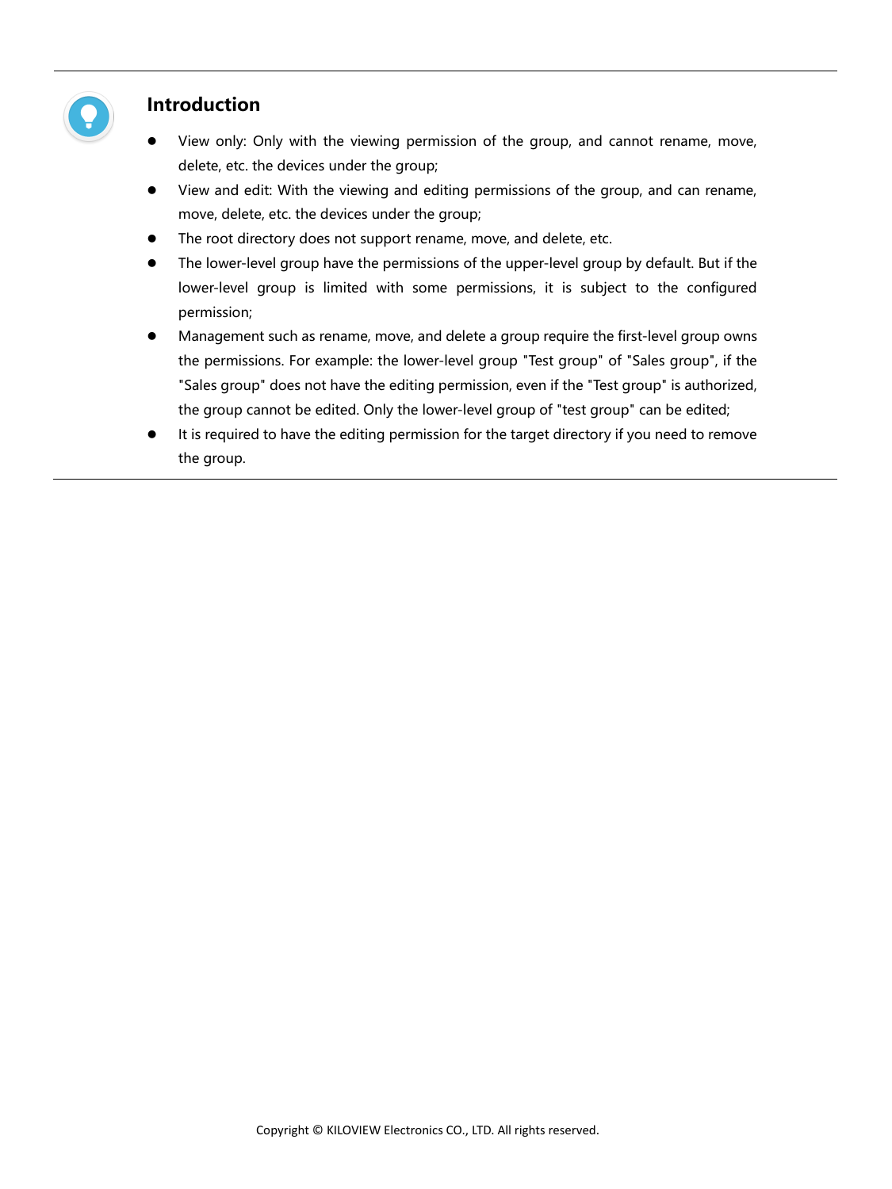### Introduction

- View only: Only with the viewing permission of the group, and cannot rename, move, delete, etc. the devices under the group;
- View and edit: With the viewing and editing permissions of the group, and can rename, move, delete, etc. the devices under the group;
- The root directory does not support rename, move, and delete, etc.
- The lower-level group have the permissions of the upper-level group by default. But if the lower-level group is limited with some permissions, it is subject to the configured permission;
- Management such as rename, move, and delete a group require the first-level group owns the permissions. For example: the lower-level group "Test group" of "Sales group", if the "Sales group" does not have the editing permission, even if the "Test group" is authorized, the group cannot be edited. Only the lower-level group of "test group" can be edited;
- It is required to have the editing permission for the target directory if you need to remove the group.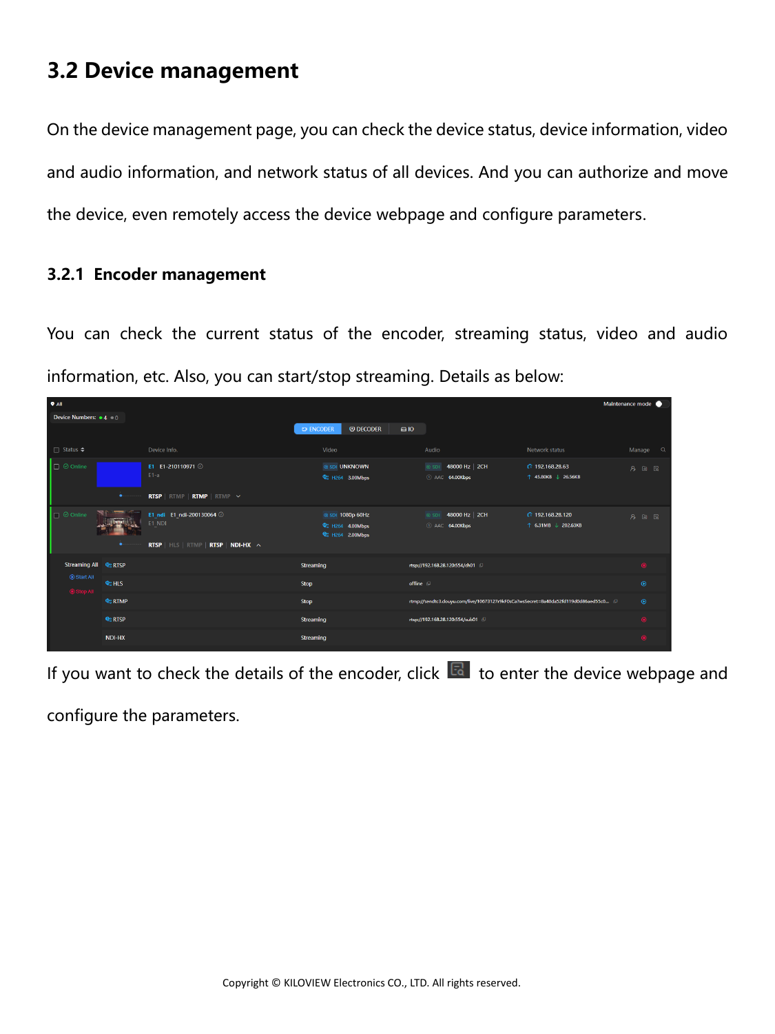## 3.2 Device management

On the device management page, you can check the device status, device information, video and audio information, and network status of all devices. And you can authorize and move the device, even remotely access the device webpage and configure parameters.

### 3.2.1 Encoder management

You can check the current status of the encoder, streaming status, video and audio information, etc. Also, you can start/stop streaming. Details as below:

If you want to check the details of the encoder, click  to enter the device webpage and configure the parameters.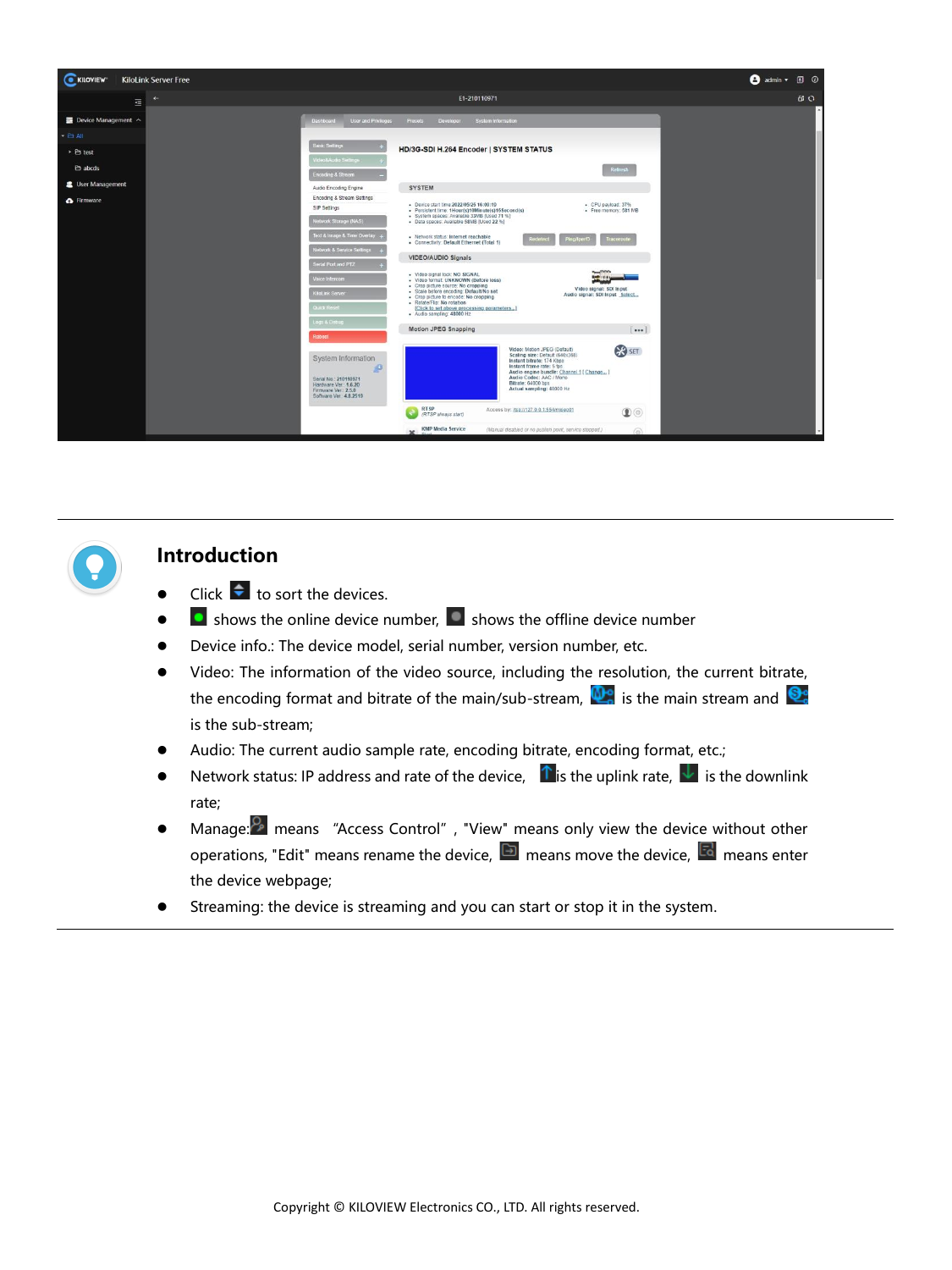## Introduction

- Click  to sort the devices.
- shows the online device number,  shows the offline device number
- Device info.: The device model, serial number, version number, etc.
- Video: The information of the video source, including the resolution, the current bitrate, the encoding format and bitrate of the main/sub-stream,  is the main stream and  is the sub-stream;
- Audio: The current audio sample rate, encoding bitrate, encoding format, etc.;
- Network status: IP address and rate of the device,  is the uplink rate,  is the downlink rate;
- Manage:  means "Access Control", "View" means only view the device without other operations, "Edit" means rename the device,  means move the device,  means enter the device webpage;
- Streaming: the device is streaming and you can start or stop it in the system.

Copyright © KILOVIEW Electronics CO., LTD. All rights reserved.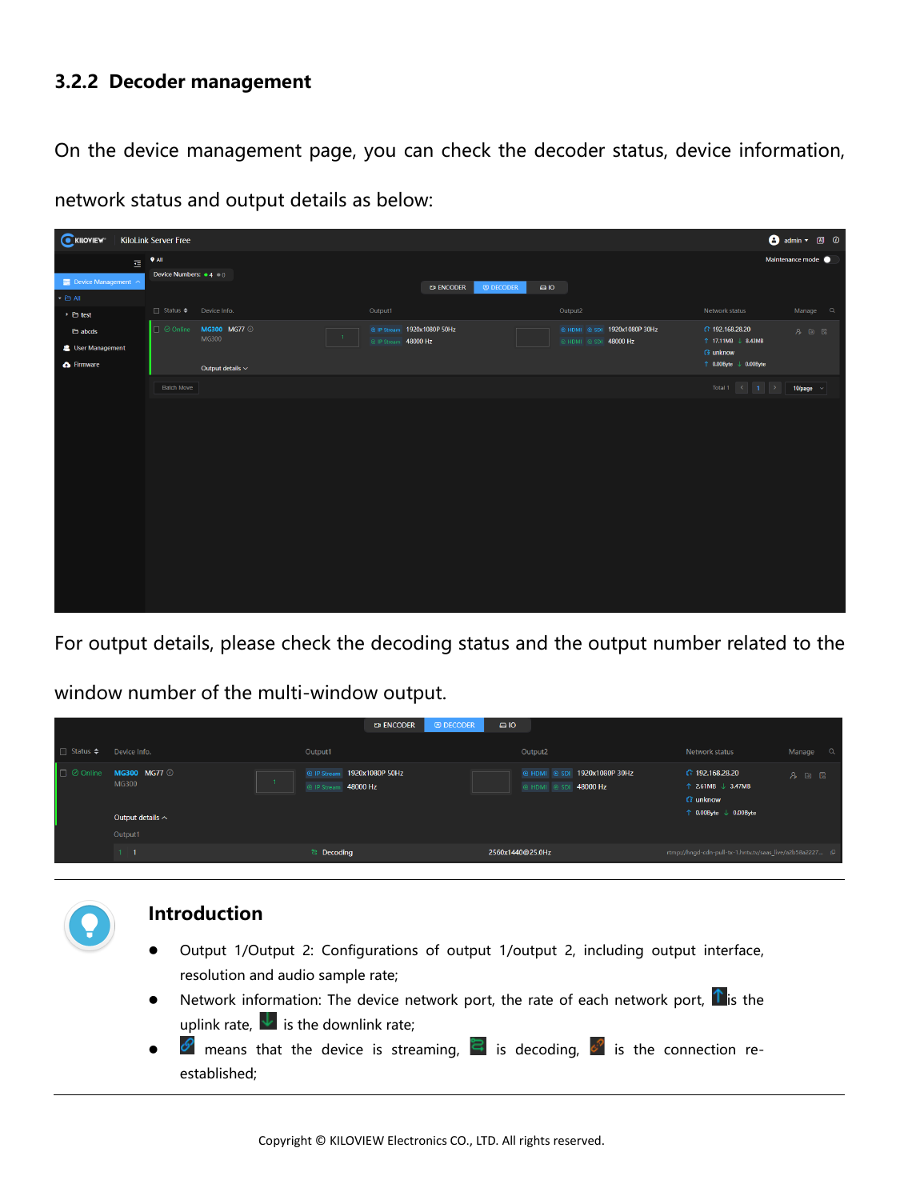### 3.2.2 Decoder management

On the device management page, you can check the decoder status, device information, network status and output details as below:

For output details, please check the decoding status and the output number related to the window number of the multi-window output.

## Introduction

- Output 1/Output 2: Configurations of output 1/output 2, including output interface, resolution and audio sample rate;
- Network information: The device network port, the rate of each network port, is the uplink rate, is the downlink rate;
- means that the device is streaming, is decoding, is the connection re-established;

Copyright © KILOVIEW Electronics CO., LTD. All rights reserved.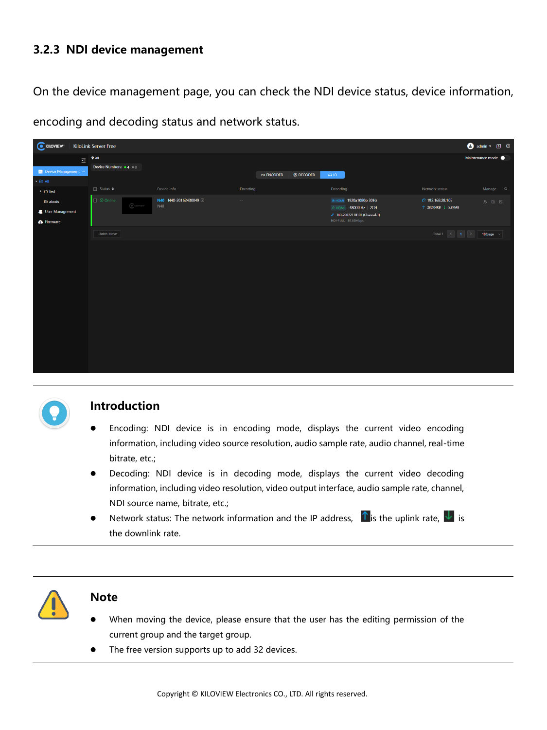### 3.2.3 NDI device management

On the device management page, you can check the NDI device status, device information, encoding and decoding status and network status.

## Introduction

- Encoding: NDI device is in encoding mode, displays the current video encoding information, including video source resolution, audio sample rate, audio channel, real-time bitrate, etc.;
- Decoding: NDI device is in decoding mode, displays the current video decoding information, including video resolution, video output interface, audio sample rate, channel, NDI source name, bitrate, etc.;
- Network status: The network information and the IP address, ↑ is the uplink rate, ↓ is the downlink rate.

## Note

- When moving the device, please ensure that the user has the editing permission of the current group and the target group.
- The free version supports up to add 32 devices.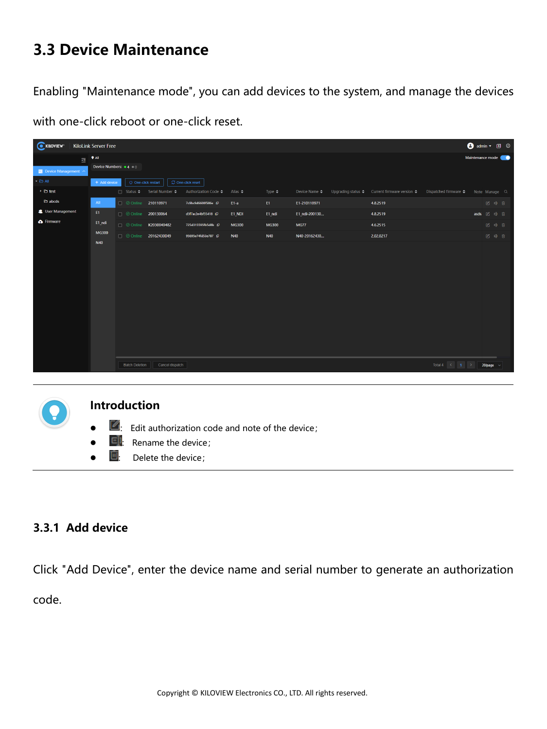## 3.3 Device Maintenance

Enabling "Maintenance mode", you can add devices to the system, and manage the devices with one-click reboot or one-click reset.

### Introduction

- : Edit authorization code and note of the device；
- : Rename the device；
- : Delete the device；

### 3.3.1 Add device

Click "Add Device", enter the device name and serial number to generate an authorization code.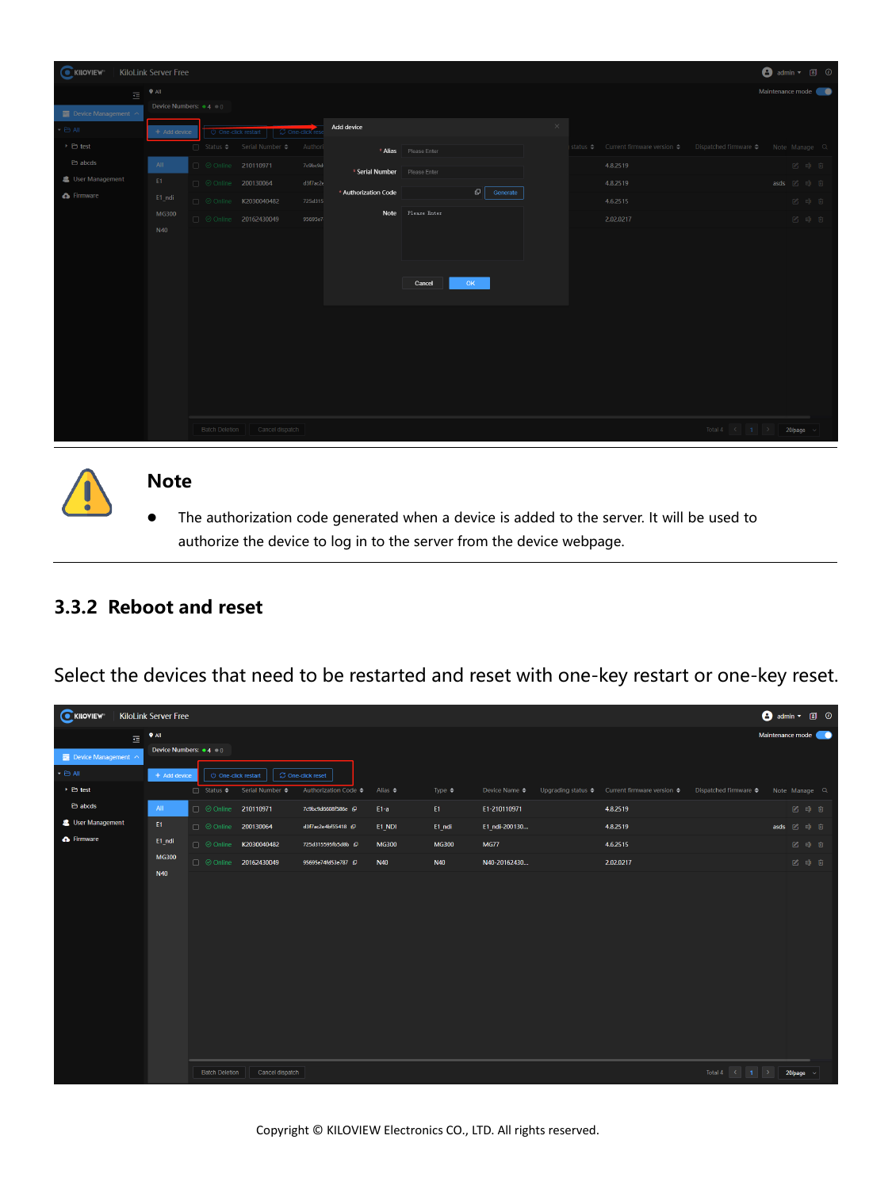## Note

- The authorization code generated when a device is added to the server. It will be used to authorize the device to log in to the server from the device webpage.

### 3.3.2 Reboot and reset

Select the devices that need to be restarted and reset with one-key restart or one-key reset.

Copyright © KILOVIEW Electronics CO., LTD. All rights reserved.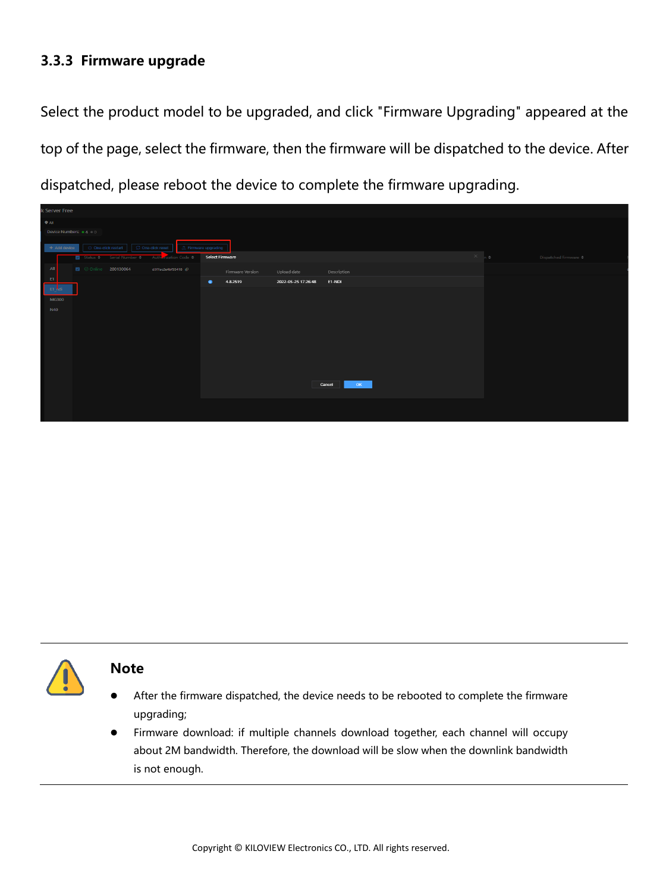### 3.3.3 Firmware upgrade

Select the product model to be upgraded, and click "Firmware Upgrading" appeared at the top of the page, select the firmware, then the firmware will be dispatched to the device. After dispatched, please reboot the device to complete the firmware upgrading.

**Note**

- After the firmware dispatched, the device needs to be rebooted to complete the firmware upgrading;
- Firmware download: if multiple channels download together, each channel will occupy about 2M bandwidth. Therefore, the download will be slow when the downlink bandwidth is not enough.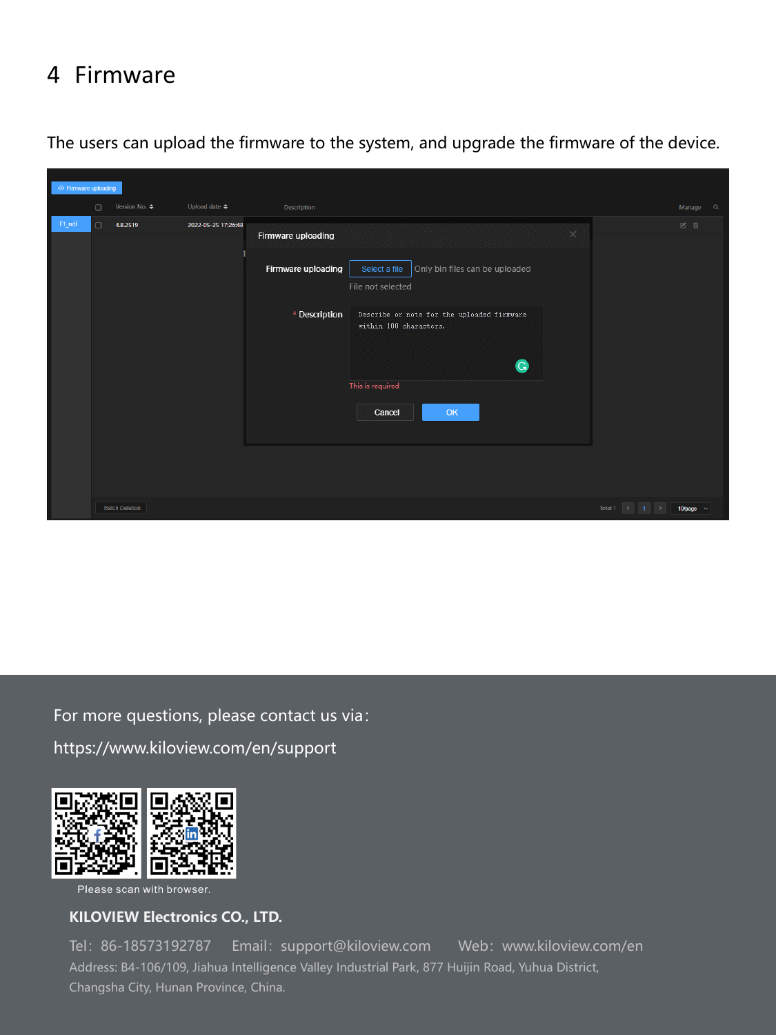# 4 Firmware

The users can upload the firmware to the system, and upgrade the firmware of the device.

For more questions, please contact us via：

https://www.kiloview.com/en/support

Please scan with browser.

**KILOVIEW Electronics CO., LTD.**

Tel：86-18573192787 Email：support@kiloview.com Web：www.kiloview.com/en

Address: B4-106/109, Jiahua Intelligence Valley Industrial Park, 877 Huijin Road, Yuhua District, Changsha City, Hunan Province, China.